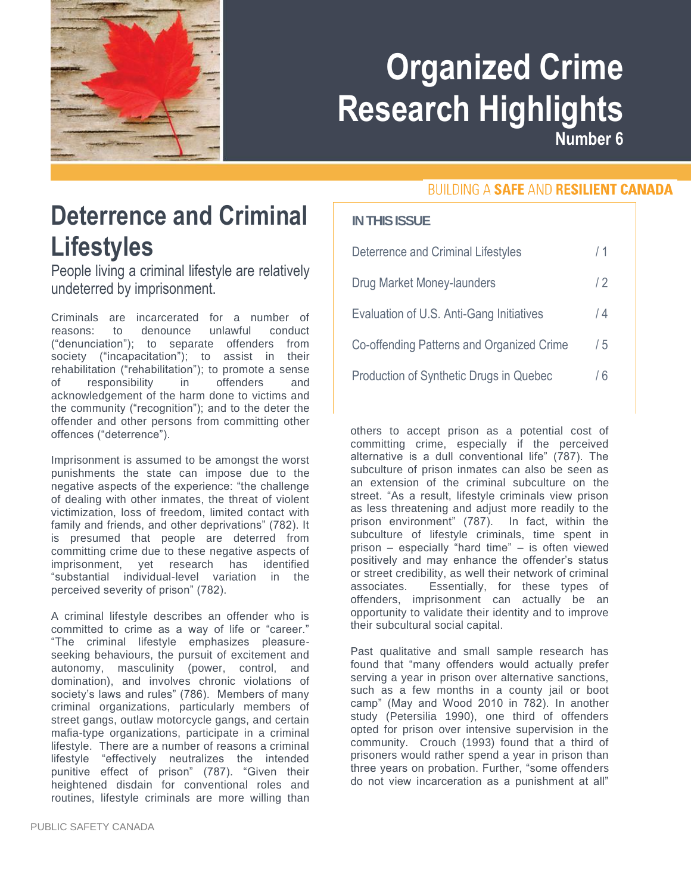# Organized Crime Research Highlights

Number 6

BUILDING A **SAFE** AND **RESILIENT CANADA**

**IN THIS ISSUE**

| | |
|---|---|
| Deterrence and Criminal Lifestyles | / 1 |
| Drug Market Money-launders | / 2 |
| Evaluation of U.S. Anti-Gang Initiatives | / 4 |
| Co-offending Patterns and Organized Crime | / 5 |
| Production of Synthetic Drugs in Quebec | / 6 |

## Deterrence and Criminal Lifestyles

People living a criminal lifestyle are relatively undeterred by imprisonment.

Criminals are incarcerated for a number of reasons: to denounce unlawful conduct ("denunciation"); to separate offenders from society ("incapacitation"); to assist in their rehabilitation ("rehabilitation"); to promote a sense of responsibility in offenders and acknowledgement of the harm done to victims and the community ("recognition"); and to the deter the offender and other persons from committing other offences ("deterrence").

Imprisonment is assumed to be amongst the worst punishments the state can impose due to the negative aspects of the experience: "the challenge of dealing with other inmates, the threat of violent victimization, loss of freedom, limited contact with family and friends, and other deprivations" (782). It is presumed that people are deterred from committing crime due to these negative aspects of imprisonment, yet research has identified "substantial individual-level variation in the perceived severity of prison" (782).

A criminal lifestyle describes an offender who is committed to crime as a way of life or "career." "The criminal lifestyle emphasizes pleasure-seeking behaviours, the pursuit of excitement and autonomy, masculinity (power, control, and domination), and involves chronic violations of society's laws and rules" (786). Members of many criminal organizations, particularly members of street gangs, outlaw motorcycle gangs, and certain mafia-type organizations, participate in a criminal lifestyle. There are a number of reasons a criminal lifestyle "effectively neutralizes the intended punitive effect of prison" (787). "Given their heightened disdain for conventional roles and routines, lifestyle criminals are more willing than others to accept prison as a potential cost of committing crime, especially if the perceived alternative is a dull conventional life" (787). The subculture of prison inmates can also be seen as an extension of the criminal subculture on the street. "As a result, lifestyle criminals view prison as less threatening and adjust more readily to the prison environment" (787). In fact, within the subculture of lifestyle criminals, time spent in prison – especially "hard time" – is often viewed positively and may enhance the offender's status or street credibility, as well their network of criminal associates. Essentially, for these types of offenders, imprisonment can actually be an opportunity to validate their identity and to improve their subcultural social capital.

Past qualitative and small sample research has found that "many offenders would actually prefer serving a year in prison over alternative sanctions, such as a few months in a county jail or boot camp" (May and Wood 2010 in 782). In another study (Petersilia 1990), one third of offenders opted for prison over intensive supervision in the community. Crouch (1993) found that a third of prisoners would rather spend a year in prison than three years on probation. Further, "some offenders do not view incarceration as a punishment at all"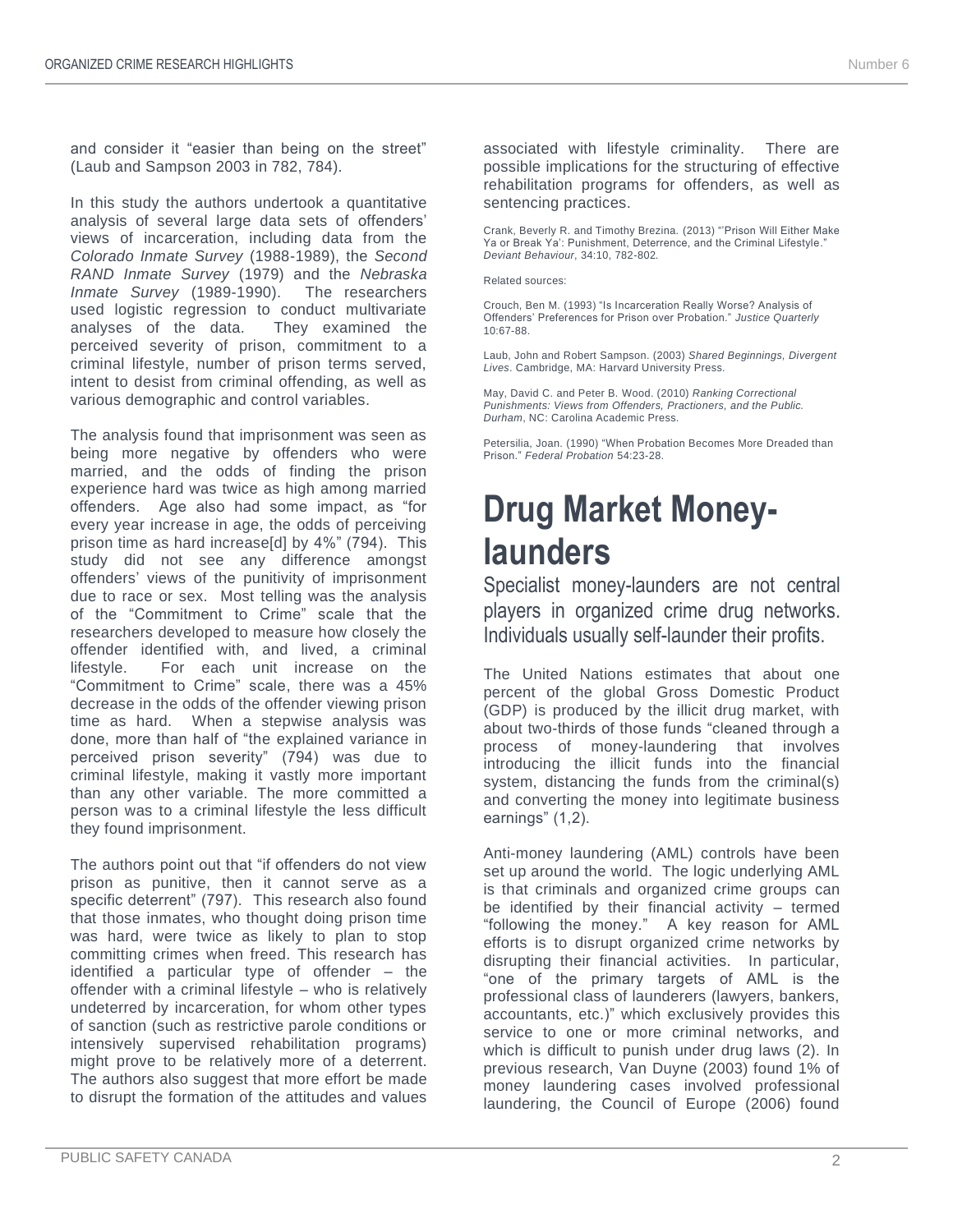and consider it “easier than being on the street” (Laub and Sampson 2003 in 782, 784).

In this study the authors undertook a quantitative analysis of several large data sets of offenders' views of incarceration, including data from the *Colorado Inmate Survey* (1988-1989), the *Second RAND Inmate Survey* (1979) and the *Nebraska Inmate Survey* (1989-1990). The researchers used logistic regression to conduct multivariate analyses of the data. They examined the perceived severity of prison, commitment to a criminal lifestyle, number of prison terms served, intent to desist from criminal offending, as well as various demographic and control variables.

The analysis found that imprisonment was seen as being more negative by offenders who were married, and the odds of finding the prison experience hard was twice as high among married offenders. Age also had some impact, as “for every year increase in age, the odds of perceiving prison time as hard increase[d] by 4%” (794). This study did not see any difference amongst offenders' views of the punitivity of imprisonment due to race or sex. Most telling was the analysis of the “Commitment to Crime” scale that the researchers developed to measure how closely the offender identified with, and lived, a criminal lifestyle. For each unit increase on the “Commitment to Crime” scale, there was a 45% decrease in the odds of the offender viewing prison time as hard. When a stepwise analysis was done, more than half of “the explained variance in perceived prison severity” (794) was due to criminal lifestyle, making it vastly more important than any other variable. The more committed a person was to a criminal lifestyle the less difficult they found imprisonment.

The authors point out that “if offenders do not view prison as punitive, then it cannot serve as a specific deterrent” (797). This research also found that those inmates, who thought doing prison time was hard, were twice as likely to plan to stop committing crimes when freed. This research has identified a particular type of offender – the offender with a criminal lifestyle – who is relatively undeterred by incarceration, for whom other types of sanction (such as restrictive parole conditions or intensively supervised rehabilitation programs) might prove to be relatively more of a deterrent. The authors also suggest that more effort be made to disrupt the formation of the attitudes and values associated with lifestyle criminality. There are possible implications for the structuring of effective rehabilitation programs for offenders, as well as sentencing practices.

Crank, Beverly R. and Timothy Brezina. (2013) “'Prison Will Either Make Ya or Break Ya': Punishment, Deterrence, and the Criminal Lifestyle.” *Deviant Behaviour*, 34:10, 782-802.

Related sources:

Crouch, Ben M. (1993) “Is Incarceration Really Worse? Analysis of Offenders' Preferences for Prison over Probation.” *Justice Quarterly* 10:67-88.

Laub, John and Robert Sampson. (2003) *Shared Beginnings, Divergent Lives*. Cambridge, MA: Harvard University Press.

May, David C. and Peter B. Wood. (2010) *Ranking Correctional Punishments: Views from Offenders, Practioners, and the Public. Durham*, NC: Carolina Academic Press.

Petersilia, Joan. (1990) “When Probation Becomes More Dreaded than Prison.” *Federal Probation* 54:23-28.

# Drug Market Money-launders

Specialist money-launders are not central players in organized crime drug networks. Individuals usually self-launder their profits.

The United Nations estimates that about one percent of the global Gross Domestic Product (GDP) is produced by the illicit drug market, with about two-thirds of those funds “cleaned through a process of money-laundering that involves introducing the illicit funds into the financial system, distancing the funds from the criminal(s) and converting the money into legitimate business earnings” (1,2).

Anti-money laundering (AML) controls have been set up around the world. The logic underlying AML is that criminals and organized crime groups can be identified by their financial activity – termed “following the money.” A key reason for AML efforts is to disrupt organized crime networks by disrupting their financial activities. In particular, “one of the primary targets of AML is the professional class of launderers (lawyers, bankers, accountants, etc.)” which exclusively provides this service to one or more criminal networks, and which is difficult to punish under drug laws (2). In previous research, Van Duyne (2003) found 1% of money laundering cases involved professional laundering, the Council of Europe (2006) found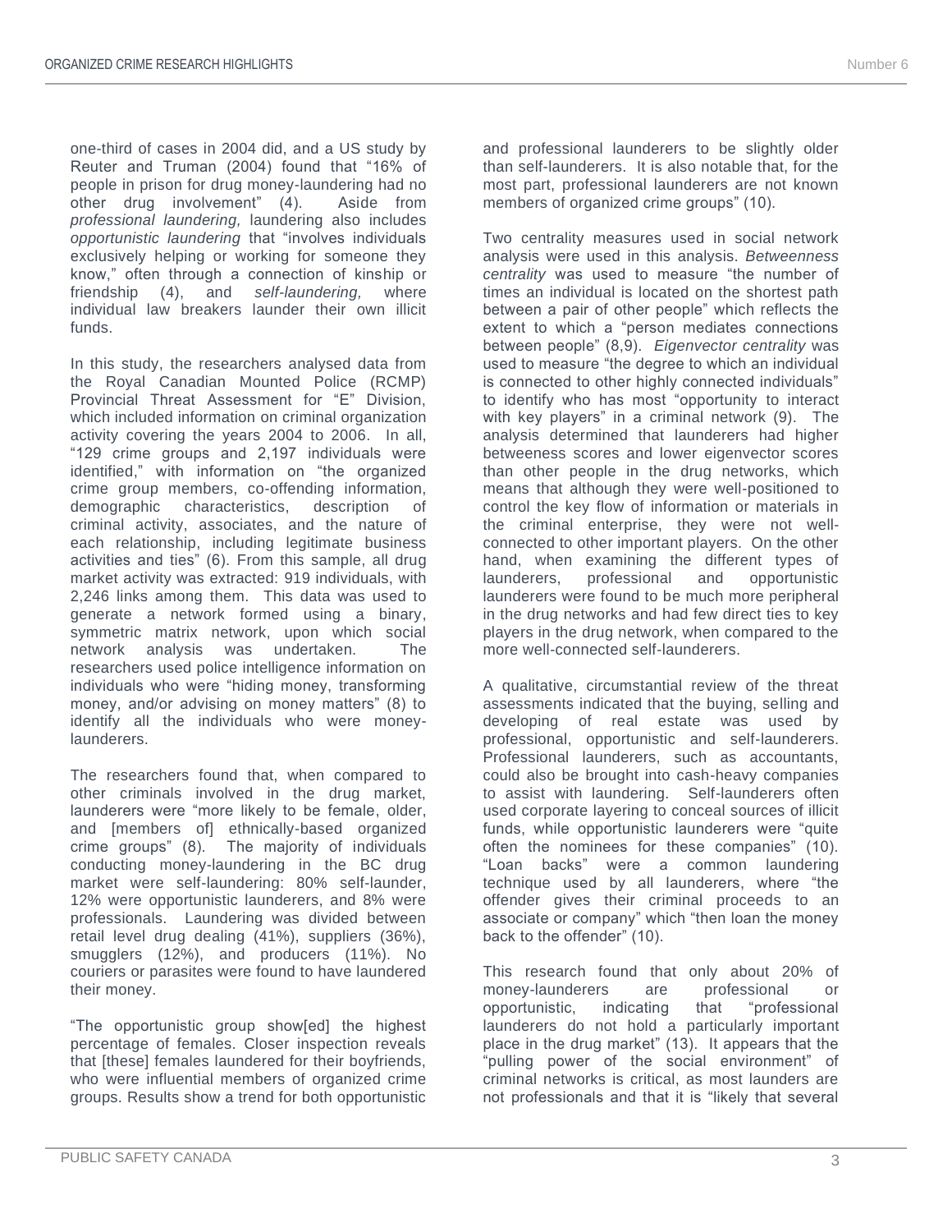one-third of cases in 2004 did, and a US study by Reuter and Truman (2004) found that "16% of people in prison for drug money-laundering had no other drug involvement" (4). Aside from *professional laundering,* laundering also includes *opportunistic laundering* that "involves individuals exclusively helping or working for someone they know," often through a connection of kinship or friendship (4), and *self-laundering,* where individual law breakers launder their own illicit funds.

In this study, the researchers analysed data from the Royal Canadian Mounted Police (RCMP) Provincial Threat Assessment for "E" Division, which included information on criminal organization activity covering the years 2004 to 2006. In all, "129 crime groups and 2,197 individuals were identified," with information on "the organized crime group members, co-offending information, demographic characteristics, description of criminal activity, associates, and the nature of each relationship, including legitimate business activities and ties" (6). From this sample, all drug market activity was extracted: 919 individuals, with 2,246 links among them. This data was used to generate a network formed using a binary, symmetric matrix network, upon which social network analysis was undertaken. The researchers used police intelligence information on individuals who were "hiding money, transforming money, and/or advising on money matters" (8) to identify all the individuals who were money-launderers.

The researchers found that, when compared to other criminals involved in the drug market, launderers were "more likely to be female, older, and [members of] ethnically-based organized crime groups" (8). The majority of individuals conducting money-laundering in the BC drug market were self-laundering: 80% self-launder, 12% were opportunistic launderers, and 8% were professionals. Laundering was divided between retail level drug dealing (41%), suppliers (36%), smugglers (12%), and producers (11%). No couriers or parasites were found to have laundered their money.

"The opportunistic group show[ed] the highest percentage of females. Closer inspection reveals that [these] females laundered for their boyfriends, who were influential members of organized crime groups. Results show a trend for both opportunistic and professional launderers to be slightly older than self-launderers. It is also notable that, for the most part, professional launderers are not known members of organized crime groups" (10).

Two centrality measures used in social network analysis were used in this analysis. *Betweenness centrality* was used to measure "the number of times an individual is located on the shortest path between a pair of other people" which reflects the extent to which a "person mediates connections between people" (8,9). *Eigenvector centrality* was used to measure "the degree to which an individual is connected to other highly connected individuals" to identify who has most "opportunity to interact with key players" in a criminal network (9). The analysis determined that launderers had higher betweeness scores and lower eigenvector scores than other people in the drug networks, which means that although they were well-positioned to control the key flow of information or materials in the criminal enterprise, they were not well-connected to other important players. On the other hand, when examining the different types of launderers, professional and opportunistic launderers were found to be much more peripheral in the drug networks and had few direct ties to key players in the drug network, when compared to the more well-connected self-launderers.

A qualitative, circumstantial review of the threat assessments indicated that the buying, selling and developing of real estate was used by professional, opportunistic and self-launderers. Professional launderers, such as accountants, could also be brought into cash-heavy companies to assist with laundering. Self-launderers often used corporate layering to conceal sources of illicit funds, while opportunistic launderers were "quite often the nominees for these companies" (10). "Loan backs" were a common laundering technique used by all launderers, where "the offender gives their criminal proceeds to an associate or company" which "then loan the money back to the offender" (10).

This research found that only about 20% of money-launderers are professional or opportunistic, indicating that "professional launderers do not hold a particularly important place in the drug market" (13). It appears that the "pulling power of the social environment" of criminal networks is critical, as most launders are not professionals and that it is "likely that several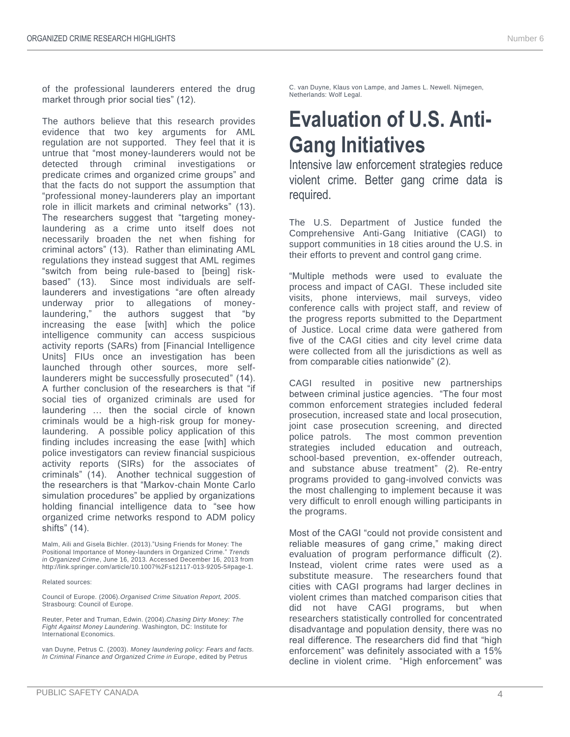of the professional launderers entered the drug market through prior social ties" (12).

The authors believe that this research provides evidence that two key arguments for AML regulation are not supported. They feel that it is untrue that "most money-launderers would not be detected through criminal investigations or predicate crimes and organized crime groups" and that the facts do not support the assumption that "professional money-launderers play an important role in illicit markets and criminal networks" (13). The researchers suggest that "targeting money-laundering as a crime unto itself does not necessarily broaden the net when fishing for criminal actors" (13). Rather than eliminating AML regulations they instead suggest that AML regimes "switch from being rule-based to [being] risk-based" (13). Since most individuals are self-launderers and investigations "are often already underway prior to allegations of money-laundering," the authors suggest that "by increasing the ease [with] which the police intelligence community can access suspicious activity reports (SARs) from [Financial Intelligence Units] FIUs once an investigation has been launched through other sources, more self-launderers might be successfully prosecuted" (14). A further conclusion of the researchers is that "if social ties of organized criminals are used for laundering … then the social circle of known criminals would be a high-risk group for money-laundering. A possible policy application of this finding includes increasing the ease [with] which police investigators can review financial suspicious activity reports (SIRs) for the associates of criminals" (14). Another technical suggestion of the researchers is that "Markov-chain Monte Carlo simulation procedures" be applied by organizations holding financial intelligence data to "see how organized crime networks respond to ADM policy shifts" (14).

Malm, Aili and Gisela Bichler. (2013)."Using Friends for Money: The Positional Importance of Money-launders in Organized Crime." *Trends in Organized Crime*, June 16, 2013. Accessed December 16, 2013 from http://link.springer.com/article/10.1007%2Fs12117-013-9205-5#page-1.

Related sources:

Council of Europe. (2006).*Organised Crime Situation Report, 2005*. Strasbourg: Council of Europe.

Reuter, Peter and Truman, Edwin. (2004).*Chasing Dirty Money: The Fight Against Money Laundering*. Washington, DC: Institute for International Economics.

van Duyne, Petrus C. (2003). *Money laundering policy: Fears and facts. In Criminal Finance and Organized Crime in Europe*, edited by Petrus C. van Duyne, Klaus von Lampe, and James L. Newell. Nijmegen, Netherlands: Wolf Legal.

# Evaluation of U.S. Anti-Gang Initiatives

Intensive law enforcement strategies reduce violent crime. Better gang crime data is required.

The U.S. Department of Justice funded the Comprehensive Anti-Gang Initiative (CAGI) to support communities in 18 cities around the U.S. in their efforts to prevent and control gang crime.

"Multiple methods were used to evaluate the process and impact of CAGI. These included site visits, phone interviews, mail surveys, video conference calls with project staff, and review of the progress reports submitted to the Department of Justice. Local crime data were gathered from five of the CAGI cities and city level crime data were collected from all the jurisdictions as well as from comparable cities nationwide" (2).

CAGI resulted in positive new partnerships between criminal justice agencies. "The four most common enforcement strategies included federal prosecution, increased state and local prosecution, joint case prosecution screening, and directed police patrols. The most common prevention strategies included education and outreach, school-based prevention, ex-offender outreach, and substance abuse treatment" (2). Re-entry programs provided to gang-involved convicts was the most challenging to implement because it was very difficult to enroll enough willing participants in the programs.

Most of the CAGI "could not provide consistent and reliable measures of gang crime," making direct evaluation of program performance difficult (2). Instead, violent crime rates were used as a substitute measure. The researchers found that cities with CAGI programs had larger declines in violent crimes than matched comparison cities that did not have CAGI programs, but when researchers statistically controlled for concentrated disadvantage and population density, there was no real difference. The researchers did find that "high enforcement" was definitely associated with a 15% decline in violent crime. "High enforcement" was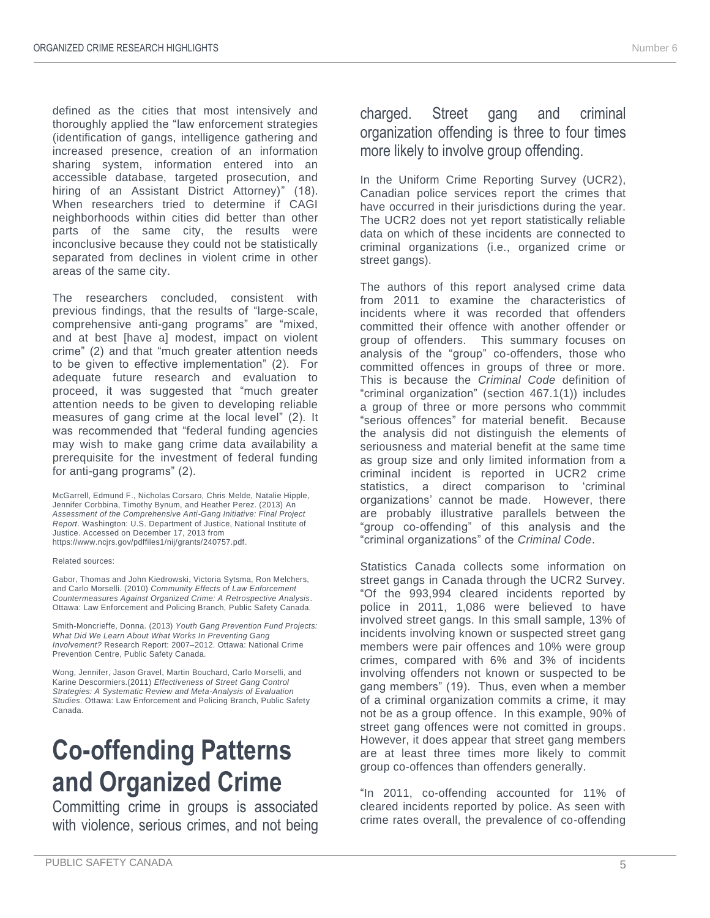defined as the cities that most intensively and thoroughly applied the "law enforcement strategies (identification of gangs, intelligence gathering and increased presence, creation of an information sharing system, information entered into an accessible database, targeted prosecution, and hiring of an Assistant District Attorney)" (18). When researchers tried to determine if CAGI neighborhoods within cities did better than other parts of the same city, the results were inconclusive because they could not be statistically separated from declines in violent crime in other areas of the same city.

The researchers concluded, consistent with previous findings, that the results of "large-scale, comprehensive anti-gang programs" are "mixed, and at best [have a] modest, impact on violent crime" (2) and that "much greater attention needs to be given to effective implementation" (2). For adequate future research and evaluation to proceed, it was suggested that "much greater attention needs to be given to developing reliable measures of gang crime at the local level" (2). It was recommended that "federal funding agencies may wish to make gang crime data availability a prerequisite for the investment of federal funding for anti-gang programs" (2).

McGarrell, Edmund F., Nicholas Corsaro, Chris Melde, Natalie Hipple, Jennifer Corbbina, Timothy Bynum, and Heather Perez. (2013) An *Assessment of the Comprehensive Anti-Gang Initiative: Final Project Report*. Washington: U.S. Department of Justice, National Institute of Justice. Accessed on December 17, 2013 from https://www.ncjrs.gov/pdffiles1/nij/grants/240757.pdf.

Related sources:

Gabor, Thomas and John Kiedrowski, Victoria Sytsma, Ron Melchers, and Carlo Morselli. (2010) *Community Effects of Law Enforcement Countermeasures Against Organized Crime: A Retrospective Analysis*. Ottawa: Law Enforcement and Policing Branch, Public Safety Canada.

Smith-Moncrieffe, Donna. (2013) *Youth Gang Prevention Fund Projects: What Did We Learn About What Works In Preventing Gang Involvement?* Research Report: 2007–2012. Ottawa: National Crime Prevention Centre, Public Safety Canada.

Wong, Jennifer, Jason Gravel, Martin Bouchard, Carlo Morselli, and Karine Descormiers.(2011) *Effectiveness of Street Gang Control Strategies: A Systematic Review and Meta-Analysis of Evaluation Studies.* Ottawa: Law Enforcement and Policing Branch, Public Safety Canada.

# Co-offending Patterns and Organized Crime

Committing crime in groups is associated with violence, serious crimes, and not being charged. Street gang and criminal organization offending is three to four times more likely to involve group offending.

In the Uniform Crime Reporting Survey (UCR2), Canadian police services report the crimes that have occurred in their jurisdictions during the year. The UCR2 does not yet report statistically reliable data on which of these incidents are connected to criminal organizations (i.e., organized crime or street gangs).

The authors of this report analysed crime data from 2011 to examine the characteristics of incidents where it was recorded that offenders committed their offence with another offender or group of offenders. This summary focuses on analysis of the "group" co-offenders, those who committed offences in groups of three or more. This is because the *Criminal Code* definition of "criminal organization" (section 467.1(1)) includes a group of three or more persons who commmit "serious offences" for material benefit. Because the analysis did not distinguish the elements of seriousness and material benefit at the same time as group size and only limited information from a criminal incident is reported in UCR2 crime statistics, a direct comparison to 'criminal organizations' cannot be made. However, there are probably illustrative parallels between the "group co-offending" of this analysis and the "criminal organizations" of the *Criminal Code*.

Statistics Canada collects some information on street gangs in Canada through the UCR2 Survey. "Of the 993,994 cleared incidents reported by police in 2011, 1,086 were believed to have involved street gangs. In this small sample, 13% of incidents involving known or suspected street gang members were pair offences and 10% were group crimes, compared with 6% and 3% of incidents involving offenders not known or suspected to be gang members" (19). Thus, even when a member of a criminal organization commits a crime, it may not be as a group offence. In this example, 90% of street gang offences were not comitted in groups. However, it does appear that street gang members are at least three times more likely to commit group co-offences than offenders generally.

"In 2011, co-offending accounted for 11% of cleared incidents reported by police. As seen with crime rates overall, the prevalence of co-offending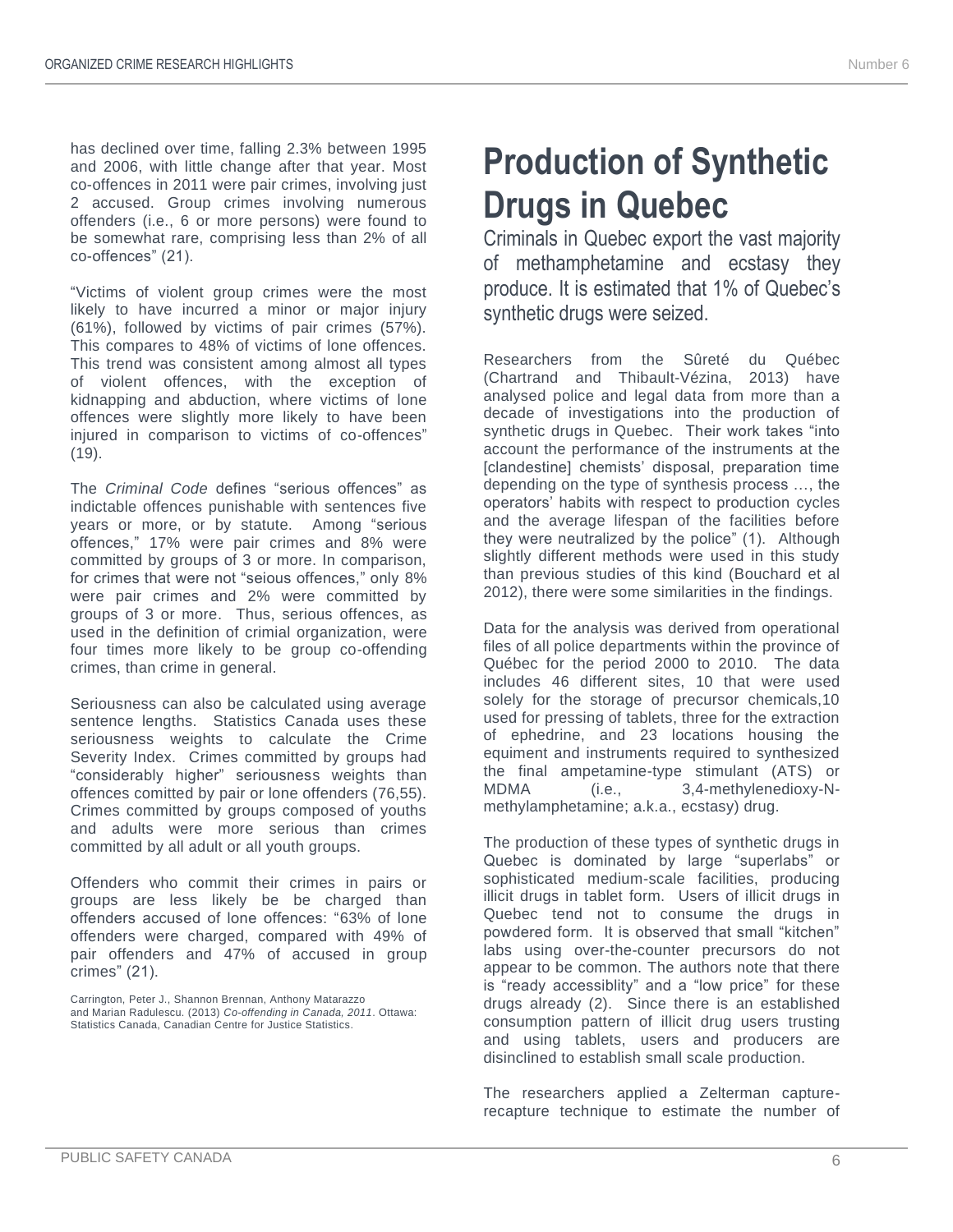has declined over time, falling 2.3% between 1995 and 2006, with little change after that year. Most co-offences in 2011 were pair crimes, involving just 2 accused. Group crimes involving numerous offenders (i.e., 6 or more persons) were found to be somewhat rare, comprising less than 2% of all co-offences" (21).

"Victims of violent group crimes were the most likely to have incurred a minor or major injury (61%), followed by victims of pair crimes (57%). This compares to 48% of victims of lone offences. This trend was consistent among almost all types of violent offences, with the exception of kidnapping and abduction, where victims of lone offences were slightly more likely to have been injured in comparison to victims of co-offences" (19).

The *Criminal Code* defines "serious offences" as indictable offences punishable with sentences five years or more, or by statute. Among "serious offences," 17% were pair crimes and 8% were committed by groups of 3 or more. In comparison, for crimes that were not "seious offences," only 8% were pair crimes and 2% were committed by groups of 3 or more. Thus, serious offences, as used in the definition of crimial organization, were four times more likely to be group co-offending crimes, than crime in general.

Seriousness can also be calculated using average sentence lengths. Statistics Canada uses these seriousness weights to calculate the Crime Severity Index. Crimes committed by groups had "considerably higher" seriousness weights than offences comitted by pair or lone offenders (76,55). Crimes committed by groups composed of youths and adults were more serious than crimes committed by all adult or all youth groups.

Offenders who commit their crimes in pairs or groups are less likely be be charged than offenders accused of lone offences: "63% of lone offenders were charged, compared with 49% of pair offenders and 47% of accused in group crimes" (21).

Carrington, Peter J., Shannon Brennan, Anthony Matarazzo and Marian Radulescu. (2013) *Co-offending in Canada, 2011*. Ottawa: Statistics Canada, Canadian Centre for Justice Statistics.

# Production of Synthetic Drugs in Quebec

Criminals in Quebec export the vast majority of methamphetamine and ecstasy they produce. It is estimated that 1% of Quebec's synthetic drugs were seized.

Researchers from the Sûreté du Québec (Chartrand and Thibault-Vézina, 2013) have analysed police and legal data from more than a decade of investigations into the production of synthetic drugs in Quebec. Their work takes "into account the performance of the instruments at the [clandestine] chemists' disposal, preparation time depending on the type of synthesis process …, the operators' habits with respect to production cycles and the average lifespan of the facilities before they were neutralized by the police" (1). Although slightly different methods were used in this study than previous studies of this kind (Bouchard et al 2012), there were some similarities in the findings.

Data for the analysis was derived from operational files of all police departments within the province of Québec for the period 2000 to 2010. The data includes 46 different sites, 10 that were used solely for the storage of precursor chemicals,10 used for pressing of tablets, three for the extraction of ephedrine, and 23 locations housing the equiment and instruments required to synthesized the final ampetamine-type stimulant (ATS) or MDMA (i.e., 3,4-methylenedioxy-N-methylamphetamine; a.k.a., ecstasy) drug.

The production of these types of synthetic drugs in Quebec is dominated by large "superlabs" or sophisticated medium-scale facilities, producing illicit drugs in tablet form. Users of illicit drugs in Quebec tend not to consume the drugs in powdered form. It is observed that small "kitchen" labs using over-the-counter precursors do not appear to be common. The authors note that there is "ready accessiblity" and a "low price" for these drugs already (2). Since there is an established consumption pattern of illicit drug users trusting and using tablets, users and producers are disinclined to establish small scale production.

The researchers applied a Zelterman capture-recapture technique to estimate the number of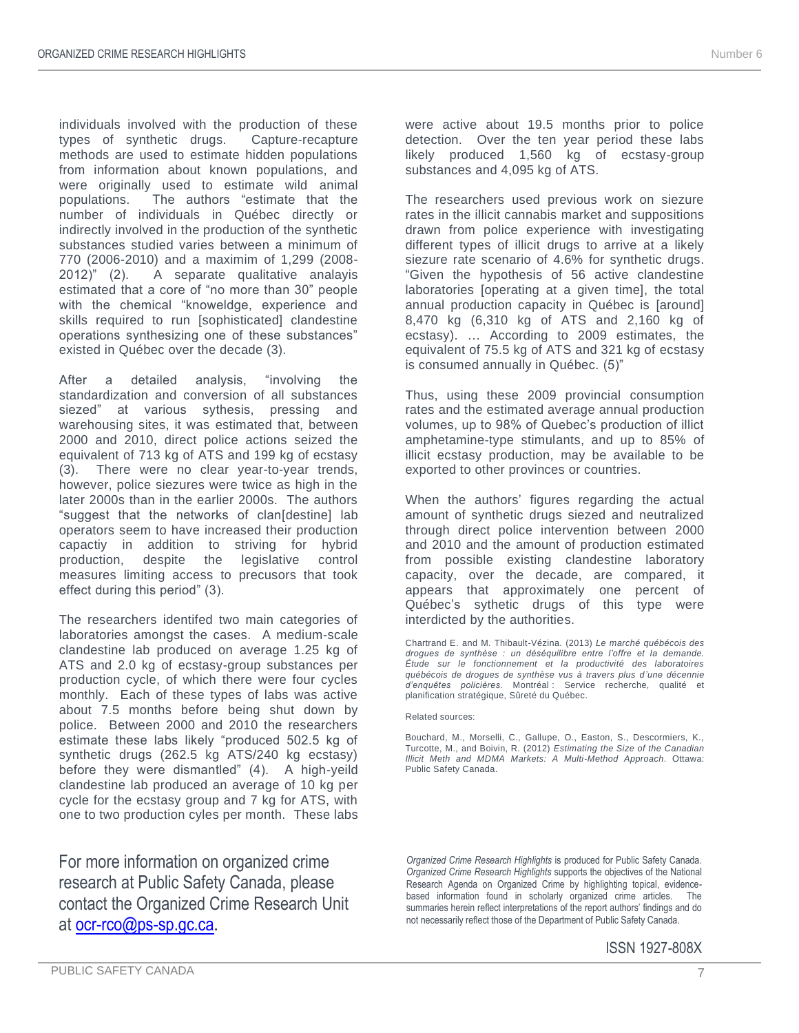individuals involved with the production of these types of synthetic drugs. Capture-recapture methods are used to estimate hidden populations from information about known populations, and were originally used to estimate wild animal populations. The authors "estimate that the number of individuals in Québec directly or indirectly involved in the production of the synthetic substances studied varies between a minimum of 770 (2006-2010) and a maximim of 1,299 (2008-2012)" (2). A separate qualitative analayis estimated that a core of "no more than 30" people with the chemical "knoweldge, experience and skills required to run [sophisticated] clandestine operations synthesizing one of these substances" existed in Québec over the decade (3).

After a detailed analysis, "involving the standardization and conversion of all substances siezed" at various sythesis, pressing and warehousing sites, it was estimated that, between 2000 and 2010, direct police actions seized the equivalent of 713 kg of ATS and 199 kg of ecstasy (3). There were no clear year-to-year trends, however, police seizures were twice as high in the later 2000s than in the earlier 2000s. The authors "suggest that the networks of clan[destine] lab operators seem to have increased their production capactiy in addition to striving for hybrid production, despite the legislative control measures limiting access to precusors that took effect during this period" (3).

The researchers identifed two main categories of laboratories amongst the cases. A medium-scale clandestine lab produced on average 1.25 kg of ATS and 2.0 kg of ecstasy-group substances per production cycle, of which there were four cycles monthly. Each of these types of labs was active about 7.5 months before being shut down by police. Between 2000 and 2010 the researchers estimate these labs likely "produced 502.5 kg of synthetic drugs (262.5 kg ATS/240 kg ecstasy) before they were dismantled" (4). A high-yeild clandestine lab produced an average of 10 kg per cycle for the ecstasy group and 7 kg for ATS, with one to two production cyles per month. These labs were active about 19.5 months prior to police detection. Over the ten year period these labs likely produced 1,560 kg of ecstasy-group substances and 4,095 kg of ATS.

The researchers used previous work on siezure rates in the illicit cannabis market and suppositions drawn from police experience with investigating different types of illicit drugs to arrive at a likely siezure rate scenario of 4.6% for synthetic drugs. "Given the hypothesis of 56 active clandestine laboratories [operating at a given time], the total annual production capacity in Québec is [around] 8,470 kg (6,310 kg of ATS and 2,160 kg of ecstasy). … According to 2009 estimates, the equivalent of 75.5 kg of ATS and 321 kg of ecstasy is consumed annually in Québec. (5)"

Thus, using these 2009 provincial consumption rates and the estimated average annual production volumes, up to 98% of Quebec's production of illict amphetamine-type stimulants, and up to 85% of illicit ecstasy production, may be available to be exported to other provinces or countries.

When the authors' figures regarding the actual amount of synthetic drugs siezed and neutralized through direct police intervention between 2000 and 2010 and the amount of production estimated from possible existing clandestine laboratory capacity, over the decade, are compared, it appears that approximately one percent of Québec's sythetic drugs of this type were interdicted by the authorities.

Chartrand E. and M. Thibault-Vézina. (2013) *Le marché québécois des drogues de synthèse : un déséquilibre entre l'offre et la demande. Étude sur le fonctionnement et la productivité des laboratoires québécois de drogues de synthèse vus à travers plus d'une décennie d'enquêtes policières*. Montréal : Service recherche, qualité et planification stratégique, Sûreté du Québec.

Related sources:

Bouchard, M., Morselli, C., Gallupe, O., Easton, S., Descormiers, K., Turcotte, M., and Boivin, R. (2012) *Estimating the Size of the Canadian Illicit Meth and MDMA Markets: A Multi-Method Approach*. Ottawa: Public Safety Canada.

For more information on organized crime research at Public Safety Canada, please contact the Organized Crime Research Unit at ocr-rco@ps-sp.gc.ca.

*Organized Crime Research Highlights* is produced for Public Safety Canada. *Organized Crime Research Highlights* supports the objectives of the National Research Agenda on Organized Crime by highlighting topical, evidence-based information found in scholarly organized crime articles. The summaries herein reflect interpretations of the report authors' findings and do not necessarily reflect those of the Department of Public Safety Canada.

ISSN 1927-808X